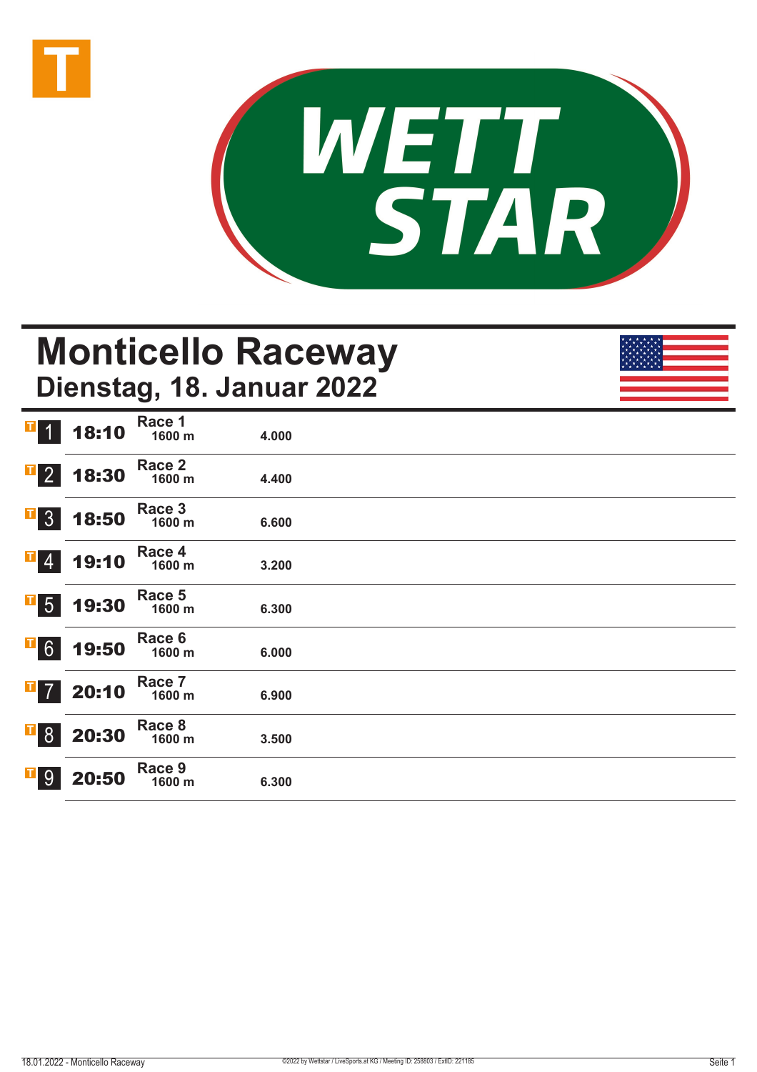# Monticello Raceway

## Dienstag, 18. Januar 2022

| Nr. | Zeit | Rennen | Distanz | Preisgeld |
|---|---|---|---|---|
| 1 | 18:10 | Race 1 | 1600 m | 4.000 |
| 2 | 18:30 | Race 2 | 1600 m | 4.400 |
| 3 | 18:50 | Race 3 | 1600 m | 6.600 |
| 4 | 19:10 | Race 4 | 1600 m | 3.200 |
| 5 | 19:30 | Race 5 | 1600 m | 6.300 |
| 6 | 19:50 | Race 6 | 1600 m | 6.000 |
| 7 | 20:10 | Race 7 | 1600 m | 6.900 |
| 8 | 20:30 | Race 8 | 1600 m | 3.500 |
| 9 | 20:50 | Race 9 | 1600 m | 6.300 |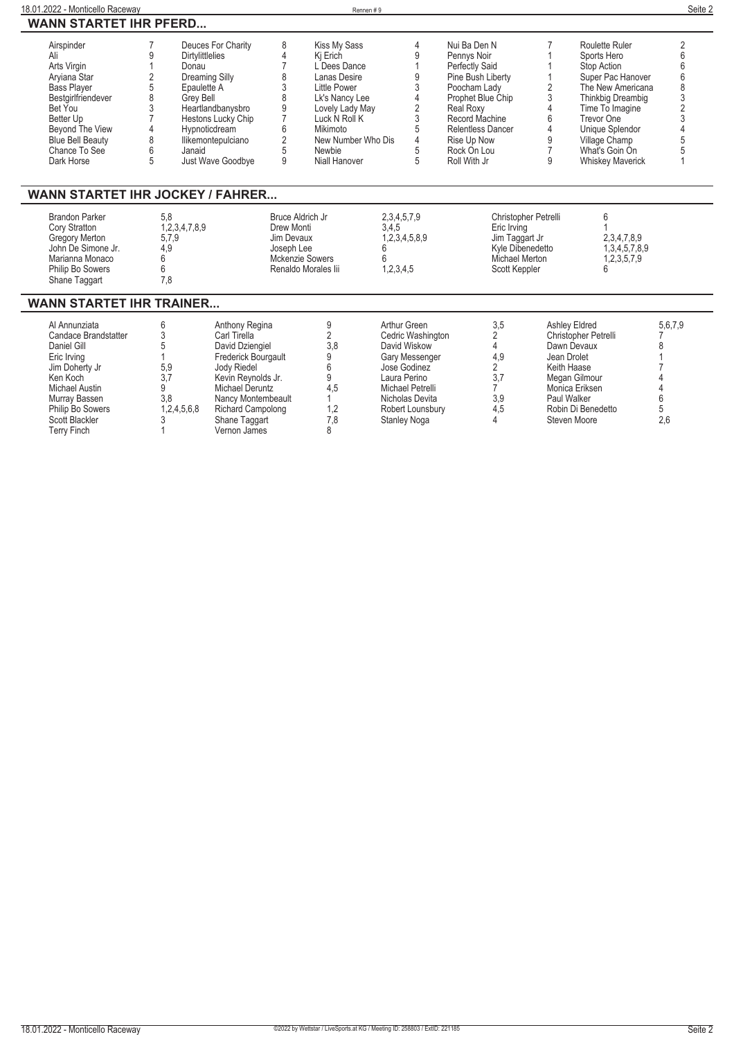## WANN STARTET IHR PFERD...

| Pferd | Rennen | Pferd | Rennen | Pferd | Rennen | Pferd | Rennen | Pferd | Rennen |
|---|---|---|---|---|---|---|---|---|---|
| Airspinder | 7 | Deuces For Charity | 8 | Kiss My Sass | 4 | Nui Ba Den N | 7 | Roulette Ruler | 2 |
| Ali | 9 | Dirtylittlelies | 4 | Kj Erich | 9 | Pennys Noir | 1 | Sports Hero | 6 |
| Arts Virgin | 1 | Donau | 7 | L Dees Dance | 1 | Perfectly Said | 1 | Stop Action | 6 |
| Aryiana Star | 2 | Dreaming Silly | 8 | Lanas Desire | 9 | Pine Bush Liberty | 1 | Super Pac Hanover | 6 |
| Bass Player | 5 | Epaulette A | 3 | Little Power | 3 | Poocham Lady | 2 | The New Americana | 8 |
| Bestgirlfriendever | 8 | Grey Bell | 8 | Lk's Nancy Lee | 4 | Prophet Blue Chip | 3 | Thinkbig Dreambig | 3 |
| Bet You | 3 | Heartlandbanysbro | 9 | Lovely Lady May | 2 | Real Roxy | 4 | Time To Imagine | 2 |
| Better Up | 7 | Hestons Lucky Chip | 7 | Luck N Roll K | 3 | Record Machine | 6 | Trevor One | 3 |
| Beyond The View | 4 | Hypnoticdream | 6 | Mikimoto | 5 | Relentless Dancer | 4 | Unique Splendor | 4 |
| Blue Bell Beauty | 8 | Ilikemontepulciano | 2 | New Number Who Dis | 4 | Rise Up Now | 9 | Village Champ | 5 |
| Chance To See | 6 | Janaid | 5 | Newbie | 5 | Rock On Lou | 7 | What's Goin On | 5 |
| Dark Horse | 5 | Just Wave Goodbye | 9 | Niall Hanover | 5 | Roll With Jr | 9 | Whiskey Maverick | 1 |

## WANN STARTET IHR JOCKEY / FAHRER...

| Fahrer | Rennen | Fahrer | Rennen | Fahrer | Rennen |
|---|---|---|---|---|---|
| Brandon Parker | 5,8 | Bruce Aldrich Jr | 2,3,4,5,7,9 | Christopher Petrelli | 6 |
| Cory Stratton | 1,2,3,4,7,8,9 | Drew Monti | 3,4,5 | Eric Irving | 1 |
| Gregory Merton | 5,7,9 | Jim Devaux | 1,2,3,4,5,8,9 | Jim Taggart Jr | 2,3,4,7,8,9 |
| John De Simone Jr. | 4,9 | Joseph Lee | 6 | Kyle Dibenedetto | 1,3,4,5,7,8,9 |
| Marianna Monaco | 6 | Mckenzie Sowers | 6 | Michael Merton | 1,2,3,5,7,9 |
| Philip Bo Sowers | 6 | Renaldo Morales Iii | 1,2,3,4,5 | Scott Keppler | 6 |
| Shane Taggart | 7,8 | | | | |

## WANN STARTET IHR TRAINER...

| Trainer | Rennen | Trainer | Rennen | Trainer | Rennen | Trainer | Rennen |
|---|---|---|---|---|---|---|---|
| Al Annunziata | 6 | Anthony Regina | 9 | Arthur Green | 3,5 | Ashley Eldred | 5,6,7,9 |
| Candace Brandstatter | 3 | Carl Tirella | 2 | Cedric Washington | 2 | Christopher Petrelli | 7 |
| Daniel Gill | 5 | David Dziengiel | 3,8 | David Wiskow | 4 | Dawn Devaux | 8 |
| Eric Irving | 1 | Frederick Bourgault | 9 | Gary Messenger | 4,9 | Jean Drolet | 1 |
| Jim Doherty Jr | 5,9 | Jody Riedel | 6 | Jose Godinez | 2 | Keith Haase | 7 |
| Ken Koch | 3,7 | Kevin Reynolds Jr. | 9 | Laura Perino | 3,7 | Megan Gilmour | 4 |
| Michael Austin | 9 | Michael Deruntz | 4,5 | Michael Petrelli | 7 | Monica Eriksen | 4 |
| Murray Bassen | 3,8 | Nancy Montembeault | 1 | Nicholas Devita | 3,9 | Paul Walker | 6 |
| Philip Bo Sowers | 1,2,4,5,6,8 | Richard Campolong | 1,2 | Robert Lounsbury | 4,5 | Robin Di Benedetto | 5 |
| Scott Blackler | 3 | Shane Taggart | 7,8 | Stanley Noga | 4 | Steven Moore | 2,6 |
| Terry Finch | 1 | Vernon James | 8 | | | | |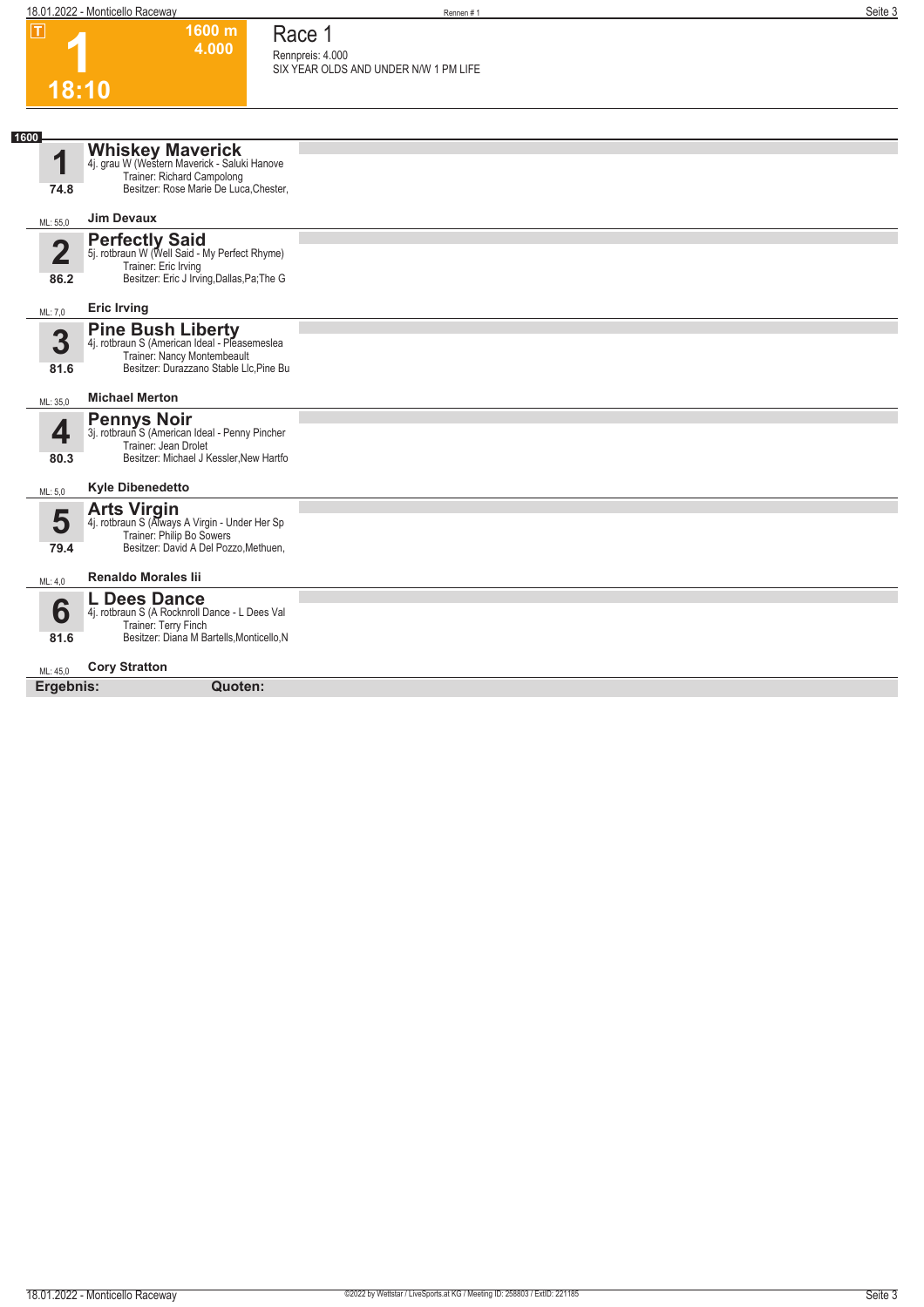**T**

# 1

**1600 m**
**4.000**

**18:10**

## Race 1

Rennpreis: 4.000
SIX YEAR OLDS AND UNDER N/W 1 PM LIFE

**1600**

### 1 Whiskey Maverick
4j. grau W (Western Maverick - Saluki Hanove
Trainer: Richard Campolong
Besitzer: Rose Marie De Luca,Chester,
**74.8**
ML: 55,0 — **Jim Devaux**

### 2 Perfectly Said
5j. rotbraun W (Well Said - My Perfect Rhyme)
Trainer: Eric Irving
Besitzer: Eric J Irving,Dallas,Pa;The G
**86.2**
ML: 7,0 — **Eric Irving**

### 3 Pine Bush Liberty
4j. rotbraun S (American Ideal - Pleasemeslea
Trainer: Nancy Montembeault
Besitzer: Durazzano Stable Llc,Pine Bu
**81.6**
ML: 35,0 — **Michael Merton**

### 4 Pennys Noir
3j. rotbraun S (American Ideal - Penny Pincher
Trainer: Jean Drolet
Besitzer: Michael J Kessler,New Hartfo
**80.3**
ML: 5,0 — **Kyle Dibenedetto**

### 5 Arts Virgin
4j. rotbraun S (Always A Virgin - Under Her Sp
Trainer: Philip Bo Sowers
Besitzer: David A Del Pozzo,Methuen,
**79.4**
ML: 4,0 — **Renaldo Morales Iii**

### 6 L Dees Dance
4j. rotbraun S (A Rocknroll Dance - L Dees Val
Trainer: Terry Finch
Besitzer: Diana M Bartells,Monticello,N
**81.6**
ML: 45,0 — **Cory Stratton**

**Ergebnis:** **Quoten:**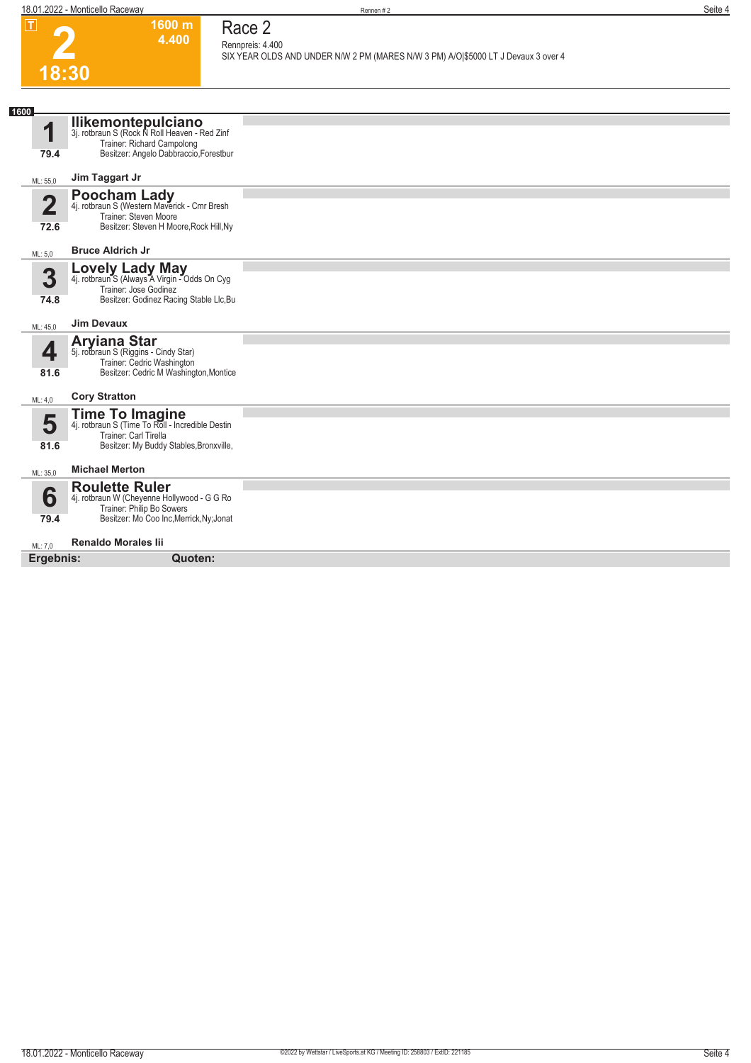# 2

**18:30**

**1600 m**
**4.400**

## Race 2

Rennpreis: 4.400
SIX YEAR OLDS AND UNDER N/W 2 PM (MARES N/W 3 PM) A/O|$5000 LT J Devaux 3 over 4

**1600**

### 1 Ilikemontepulciano
79.4
3j. rotbraun S (Rock N Roll Heaven - Red Zinf
Trainer: Richard Campolong
Besitzer: Angelo Dabbraccio,Forestbur

ML: 55,0 — **Jim Taggart Jr**

### 2 Poocham Lady
72.6
4j. rotbraun S (Western Maverick - Cmr Bresh
Trainer: Steven Moore
Besitzer: Steven H Moore,Rock Hill,Ny

ML: 5,0 — **Bruce Aldrich Jr**

### 3 Lovely Lady May
74.8
4j. rotbraun S (Always A Virgin - Odds On Cyg
Trainer: Jose Godinez
Besitzer: Godinez Racing Stable Llc,Bu

ML: 45,0 — **Jim Devaux**

### 4 Aryiana Star
81.6
5j. rotbraun S (Riggins - Cindy Star)
Trainer: Cedric Washington
Besitzer: Cedric M Washington,Montice

ML: 4,0 — **Cory Stratton**

### 5 Time To Imagine
81.6
4j. rotbraun S (Time To Roll - Incredible Destin
Trainer: Carl Tirella
Besitzer: My Buddy Stables,Bronxville,

ML: 35,0 — **Michael Merton**

### 6 Roulette Ruler
79.4
4j. rotbraun W (Cheyenne Hollywood - G G Ro
Trainer: Philip Bo Sowers
Besitzer: Mo Coo Inc,Merrick,Ny;Jonat

ML: 7,0 — **Renaldo Morales Iii**

**Ergebnis:** **Quoten:**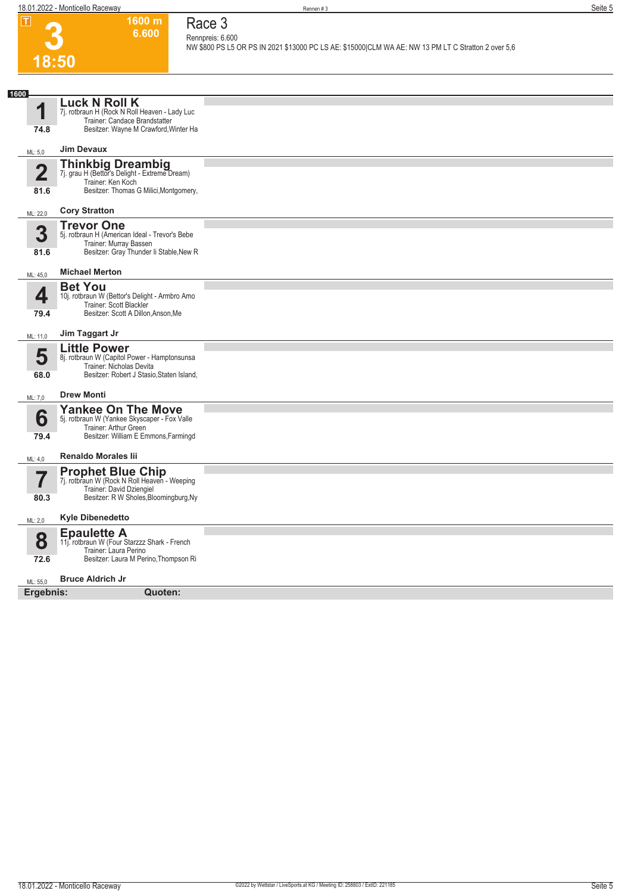T

**3**

**18:50**

**1600 m**
**6.600**

# Race 3

Rennpreis: 6.600

NW $800 PS L5 OR PS IN 2021 $13000 PC LS AE: $15000|CLM WA AE: NW 13 PM LT C Stratton 2 over 5,6

**1600**

**1** — **Luck N Roll K**
7j. rotbraun H (Rock N Roll Heaven - Lady Luc
Trainer: Candace Brandstatter
Besitzer: Wayne M Crawford,Winter Ha
74.8
ML: 5,0 — **Jim Devaux**

**2** — **Thinkbig Dreambig**
7j. grau H (Bettor's Delight - Extreme Dream)
Trainer: Ken Koch
Besitzer: Thomas G Milici,Montgomery,
81.6
ML: 22,0 — **Cory Stratton**

**3** — **Trevor One**
5j. rotbraun H (American Ideal - Trevor's Bebe
Trainer: Murray Bassen
Besitzer: Gray Thunder Ii Stable,New R
81.6
ML: 45,0 — **Michael Merton**

**4** — **Bet You**
10j. rotbraun W (Bettor's Delight - Armbro Amo
Trainer: Scott Blackler
Besitzer: Scott A Dillon,Anson,Me
79.4
ML: 11,0 — **Jim Taggart Jr**

**5** — **Little Power**
8j. rotbraun W (Capitol Power - Hamptonsunsa
Trainer: Nicholas Devita
Besitzer: Robert J Stasio,Staten Island,
68.0
ML: 7,0 — **Drew Monti**

**6** — **Yankee On The Move**
5j. rotbraun W (Yankee Skyscaper - Fox Valle
Trainer: Arthur Green
Besitzer: William E Emmons,Farmingd
79.4
ML: 4,0 — **Renaldo Morales Iii**

**7** — **Prophet Blue Chip**
7j. rotbraun W (Rock N Roll Heaven - Weeping
Trainer: David Dziengiel
Besitzer: R W Sholes,Bloomingburg,Ny
80.3
ML: 2,0 — **Kyle Dibenedetto**

**8** — **Epaulette A**
11j. rotbraun W (Four Starzzz Shark - French
Trainer: Laura Perino
Besitzer: Laura M Perino,Thompson Ri
72.6
ML: 55,0 — **Bruce Aldrich Jr**

**Ergebnis:** **Quoten:**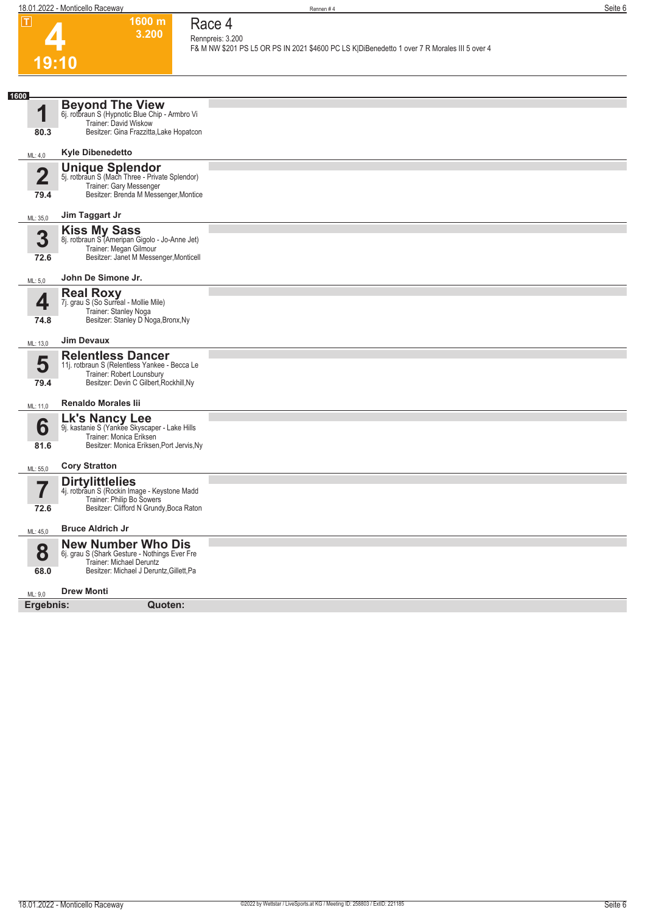**T**

# 4

**1600 m**
**3.200**

**19:10**

## Race 4

Rennpreis: 3.200

F& M NW $201 PS L5 OR PS IN 2021 $4600 PC LS K|DiBenedetto 1 over 7 R Morales III 5 over 4

**1600**

### 1 Beyond The View
6j. rotbraun S (Hypnotic Blue Chip - Armbro Vi
Trainer: David Wiskow
Besitzer: Gina Frazzitta,Lake Hopatcon
80.3
ML: 4,0
**Kyle Dibenedetto**

### 2 Unique Splendor
5j. rotbraun S (Mach Three - Private Splendor)
Trainer: Gary Messenger
Besitzer: Brenda M Messenger,Montice
79.4
ML: 35,0
**Jim Taggart Jr**

### 3 Kiss My Sass
8j. rotbraun S (Ameripan Gigolo - Jo-Anne Jet)
Trainer: Megan Gilmour
Besitzer: Janet M Messenger,Monticell
72.6
ML: 5,0
**John De Simone Jr.**

### 4 Real Roxy
7j. grau S (So Surreal - Mollie Mile)
Trainer: Stanley Noga
Besitzer: Stanley D Noga,Bronx,Ny
74.8
ML: 13,0
**Jim Devaux**

### 5 Relentless Dancer
11j. rotbraun S (Relentless Yankee - Becca Le
Trainer: Robert Lounsbury
Besitzer: Devin C Gilbert,Rockhill,Ny
79.4
ML: 11,0
**Renaldo Morales Iii**

### 6 Lk's Nancy Lee
9j. kastanie S (Yankee Skyscaper - Lake Hills
Trainer: Monica Eriksen
Besitzer: Monica Eriksen,Port Jervis,Ny
81.6
ML: 55,0
**Cory Stratton**

### 7 Dirtylittlelies
4j. rotbraun S (Rockin Image - Keystone Madd
Trainer: Philip Bo Sowers
Besitzer: Clifford N Grundy,Boca Raton
72.6
ML: 45,0
**Bruce Aldrich Jr**

### 8 New Number Who Dis
6j. grau S (Shark Gesture - Nothings Ever Fre
Trainer: Michael Deruntz
Besitzer: Michael J Deruntz,Gillett,Pa
68.0
ML: 9,0
**Drew Monti**

**Ergebnis:** **Quoten:**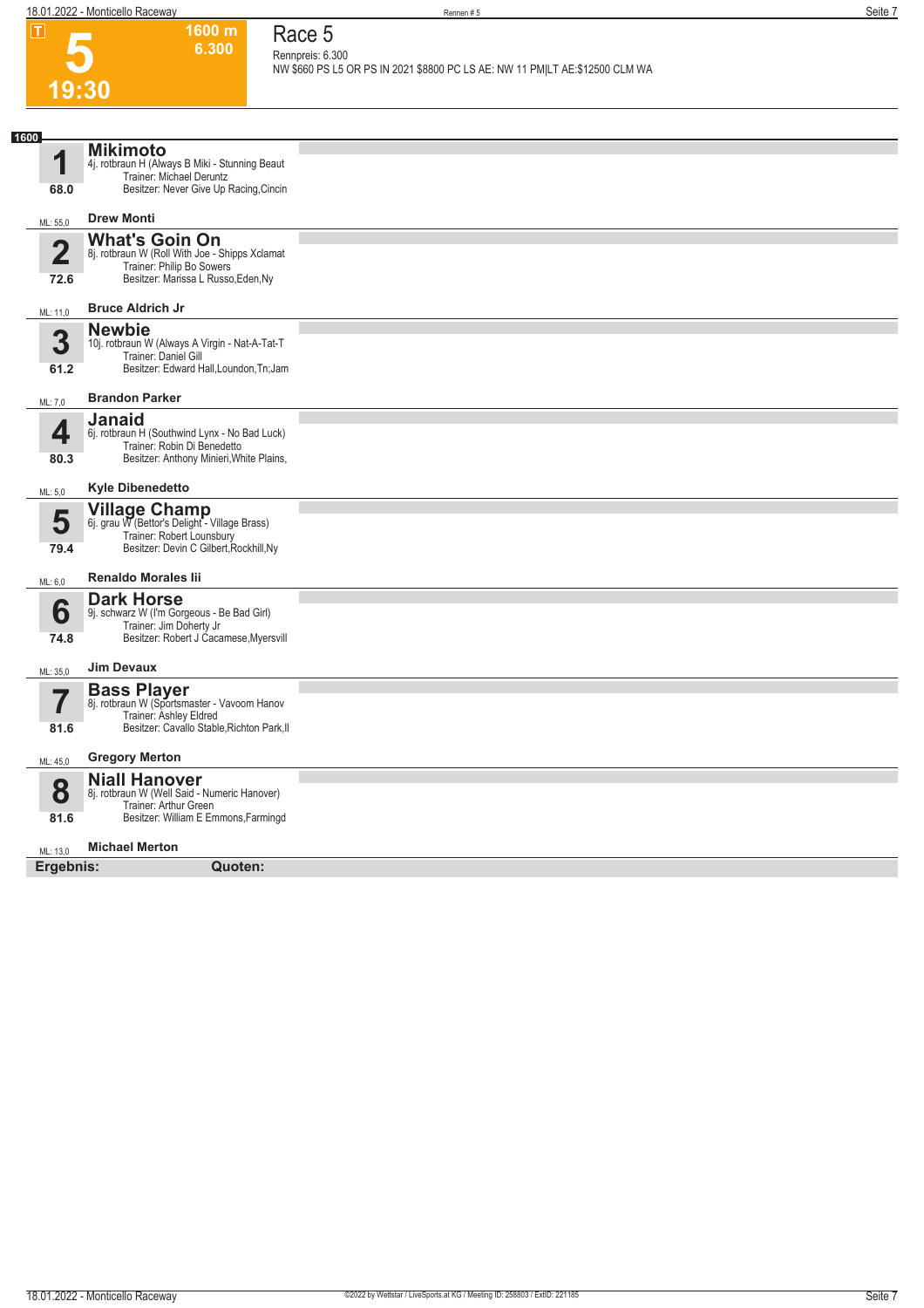T

# 5

1600 m
6.300

19:30

## Race 5

Rennpreis: 6.300

NW $660 PS L5 OR PS IN 2021 $8800 PC LS AE: NW 11 PM|LT AE:$12500 CLM WA

**1600**

**1** **Mikimoto**
4j. rotbraun H (Always B Miki - Stunning Beaut
Trainer: Michael Deruntz
Besitzer: Never Give Up Racing,Cincin
68.0
ML: 55,0 **Drew Monti**

**2** **What's Goin On**
8j. rotbraun W (Roll With Joe - Shipps Xclamat
Trainer: Philip Bo Sowers
Besitzer: Marissa L Russo,Eden,Ny
72.6
ML: 11,0 **Bruce Aldrich Jr**

**3** **Newbie**
10j. rotbraun W (Always A Virgin - Nat-A-Tat-T
Trainer: Daniel Gill
Besitzer: Edward Hall,Loundon,Tn;Jam
61.2
ML: 7,0 **Brandon Parker**

**4** **Janaid**
6j. rotbraun H (Southwind Lynx - No Bad Luck)
Trainer: Robin Di Benedetto
Besitzer: Anthony Minieri,White Plains,
80.3
ML: 5,0 **Kyle Dibenedetto**

**5** **Village Champ**
6j. grau W (Bettor's Delight - Village Brass)
Trainer: Robert Lounsbury
Besitzer: Devin C Gilbert,Rockhill,Ny
79.4
ML: 6,0 **Renaldo Morales Iii**

**6** **Dark Horse**
9j. schwarz W (I'm Gorgeous - Be Bad Girl)
Trainer: Jim Doherty Jr
Besitzer: Robert J Cacamese,Myersvill
74.8
ML: 35,0 **Jim Devaux**

**7** **Bass Player**
8j. rotbraun W (Sportsmaster - Vavoom Hanov
Trainer: Ashley Eldred
Besitzer: Cavallo Stable,Richton Park,Il
81.6
ML: 45,0 **Gregory Merton**

**8** **Niall Hanover**
8j. rotbraun W (Well Said - Numeric Hanover)
Trainer: Arthur Green
Besitzer: William E Emmons,Farmingd
81.6
ML: 13,0 **Michael Merton**

**Ergebnis:** **Quoten:**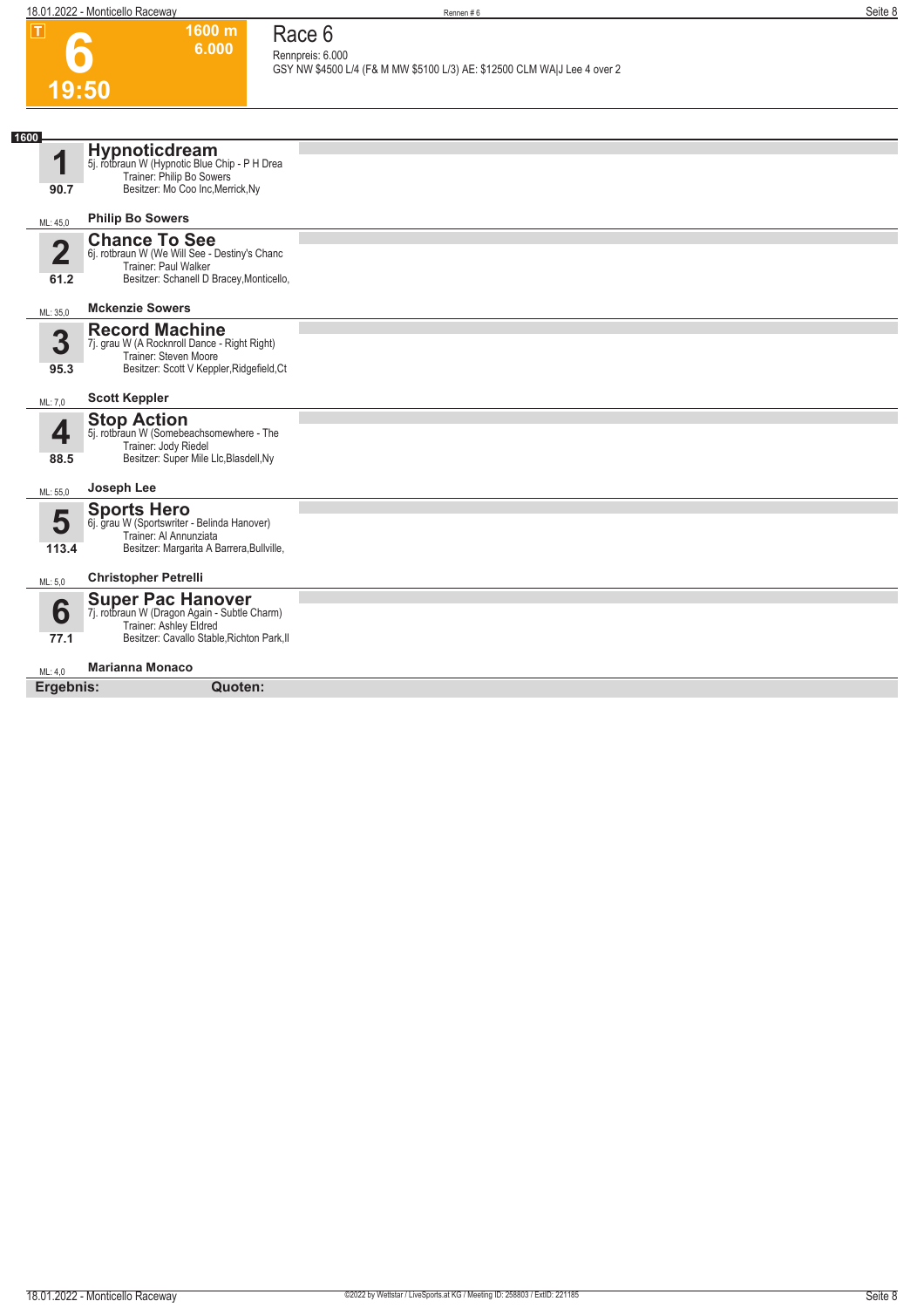# 6

**1600 m**
**6.000**

**19:50**

## Race 6

Rennpreis: 6.000
GSY NW $4500 L/4 (F& M MW $5100 L/3) AE: $12500 CLM WA|J Lee 4 over 2

**1600**

**1** **Hypnoticdream**
5j. rotbraun W (Hypnotic Blue Chip - P H Drea
Trainer: Philip Bo Sowers
Besitzer: Mo Coo Inc,Merrick,Ny
90.7
ML: 45,0 **Philip Bo Sowers**

**2** **Chance To See**
6j. rotbraun W (We Will See - Destiny's Chanc
Trainer: Paul Walker
Besitzer: Schanell D Bracey,Monticello,
61.2
ML: 35,0 **Mckenzie Sowers**

**3** **Record Machine**
7j. grau W (A Rocknroll Dance - Right Right)
Trainer: Steven Moore
Besitzer: Scott V Keppler,Ridgefield,Ct
95.3
ML: 7,0 **Scott Keppler**

**4** **Stop Action**
5j. rotbraun W (Somebeachsomewhere - The
Trainer: Jody Riedel
Besitzer: Super Mile Llc,Blasdell,Ny
88.5
ML: 55,0 **Joseph Lee**

**5** **Sports Hero**
6j. grau W (Sportswriter - Belinda Hanover)
Trainer: Al Annunziata
Besitzer: Margarita A Barrera,Bullville,
113.4
ML: 5,0 **Christopher Petrelli**

**6** **Super Pac Hanover**
7j. rotbraun W (Dragon Again - Subtle Charm)
Trainer: Ashley Eldred
Besitzer: Cavallo Stable,Richton Park,Il
77.1
ML: 4,0 **Marianna Monaco**

**Ergebnis:** **Quoten:**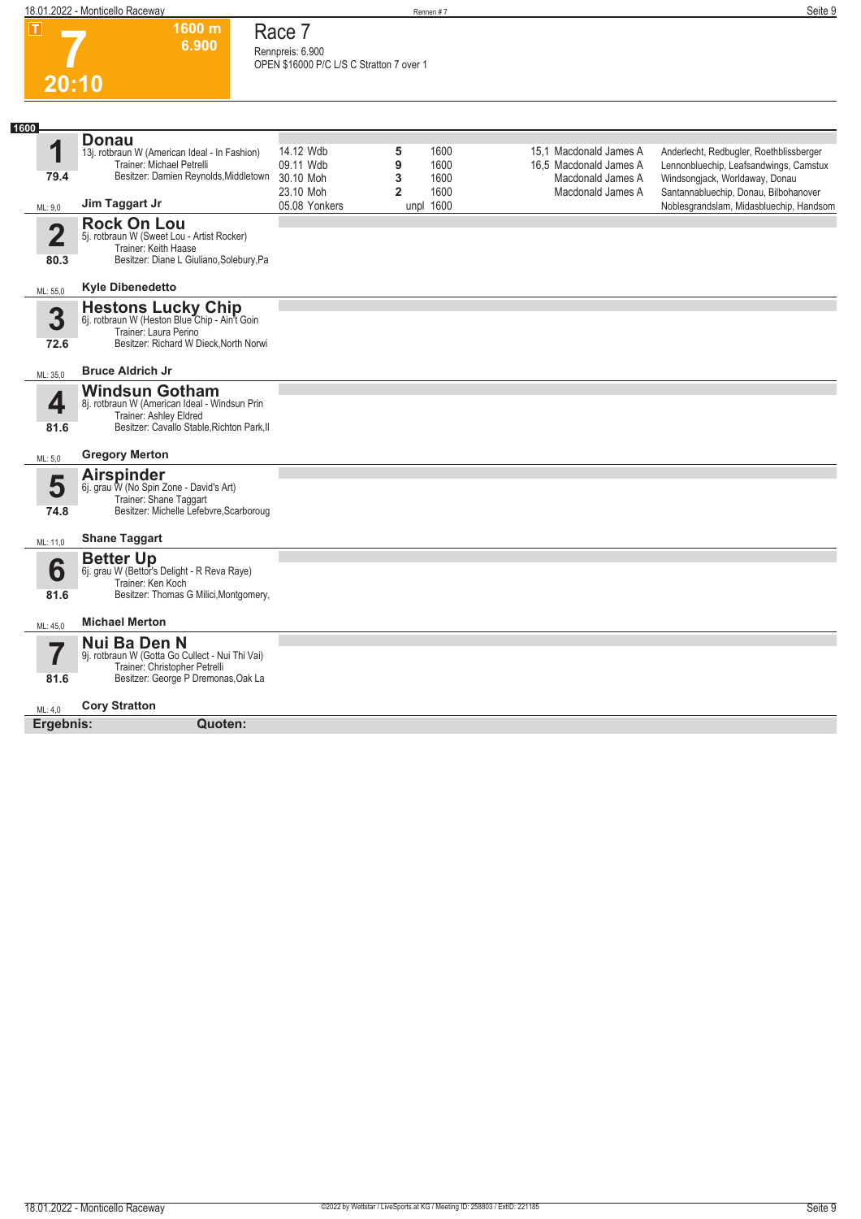# 7

**1600 m**
**6.900**

**20:10**

## Race 7

Rennpreis: 6.900
OPEN $16000 P/C L/S C Stratton 7 over 1

**1600**

### 1 Donau
13j. rotbraun W (American Ideal - In Fashion)
Trainer: Michael Petrelli
Besitzer: Damien Reynolds,Middletown
79.4
ML: 9,0
Jim Taggart Jr

| Datum | Ort | Platz | Distanz | Zeit/Fahrer | Erste |
|---|---|---|---|---|---|
| 14.12 | Wdb | 5 | 1600 | 15,1 Macdonald James A | Anderlecht, Redbugler, Roethblissberger |
| 09.11 | Wdb | 9 | 1600 | 16,5 Macdonald James A | Lennonbluechip, Leafsandwings, Camstux |
| 30.10 | Moh | 3 | 1600 | Macdonald James A | Windsongjack, Worldaway, Donau |
| 23.10 | Moh | 2 | 1600 | Macdonald James A | Santannabluechip, Donau, Bilbohanover |
| 05.08 | Yonkers | unpl | 1600 | | Noblesgrandslam, Midasbluechip, Handsom |

### 2 Rock On Lou
5j. rotbraun W (Sweet Lou - Artist Rocker)
Trainer: Keith Haase
Besitzer: Diane L Giuliano,Solebury,Pa
80.3
ML: 55,0
Kyle Dibenedetto

### 3 Hestons Lucky Chip
6j. rotbraun W (Heston Blue Chip - Ain't Goin
Trainer: Laura Perino
Besitzer: Richard W Dieck,North Norwi
72.6
ML: 35,0
Bruce Aldrich Jr

### 4 Windsun Gotham
8j. rotbraun W (American Ideal - Windsun Prin
Trainer: Ashley Eldred
Besitzer: Cavallo Stable,Richton Park,Il
81.6
ML: 5,0
Gregory Merton

### 5 Airspinder
6j. grau W (No Spin Zone - David's Art)
Trainer: Shane Taggart
Besitzer: Michelle Lefebvre,Scarboroug
74.8
ML: 11,0
Shane Taggart

### 6 Better Up
6j. grau W (Bettor's Delight - R Reva Raye)
Trainer: Ken Koch
Besitzer: Thomas G Milici,Montgomery,
81.6
ML: 45,0
Michael Merton

### 7 Nui Ba Den N
9j. rotbraun W (Gotta Go Cullect - Nui Thi Vai)
Trainer: Christopher Petrelli
Besitzer: George P Dremonas,Oak La
81.6
ML: 4,0
Cory Stratton

**Ergebnis:** **Quoten:**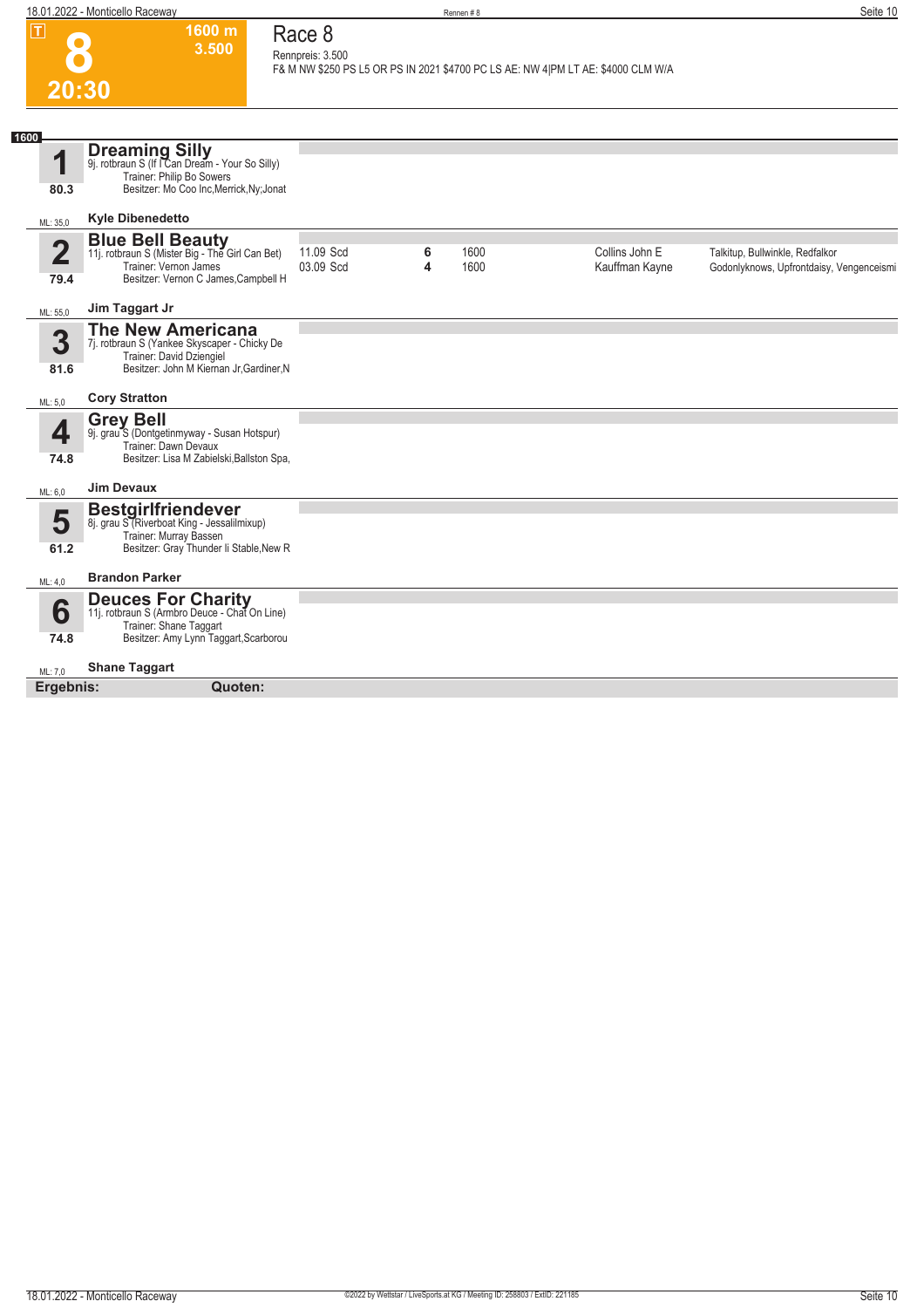# 8

**T** 1600 m 3.500

**20:30**

## Race 8

Rennpreis: 3.500

F& M NW $250 PS L5 OR PS IN 2021 $4700 PC LS AE: NW 4|PM LT AE: $4000 CLM W/A

**1600**

### 1 Dreaming Silly
9j. rotbraun S (If I Can Dream - Your So Silly)
Trainer: Philip Bo Sowers
Besitzer: Mo Coo Inc,Merrick,Ny;Jonat
80.3
ML: 35,0 — **Kyle Dibenedetto**

### 2 Blue Bell Beauty
11j. rotbraun S (Mister Big - The Girl Can Bet)
Trainer: Vernon James
Besitzer: Vernon C James,Campbell H
79.4
ML: 55,0 — **Jim Taggart Jr**

| Datum | Platz | Distanz | Fahrer | Einlauf |
|---|---|---|---|---|
| 11.09 Scd | 6 | 1600 | Collins John E | Talkitup, Bullwinkle, Redfalkor |
| 03.09 Scd | 4 | 1600 | Kauffman Kayne | Godonlyknows, Upfrontdaisy, Vengenceismi |

### 3 The New Americana
7j. rotbraun S (Yankee Skyscaper - Chicky De
Trainer: David Dziengiel
Besitzer: John M Kiernan Jr,Gardiner,N
81.6
ML: 5,0 — **Cory Stratton**

### 4 Grey Bell
9j. grau S (Dontgetinmyway - Susan Hotspur)
Trainer: Dawn Devaux
Besitzer: Lisa M Zabielski,Ballston Spa,
74.8
ML: 6,0 — **Jim Devaux**

### 5 Bestgirlfriendever
8j. grau S (Riverboat King - Jessalilmixup)
Trainer: Murray Bassen
Besitzer: Gray Thunder Ii Stable,New R
61.2
ML: 4,0 — **Brandon Parker**

### 6 Deuces For Charity
11j. rotbraun S (Armbro Deuce - Chat On Line)
Trainer: Shane Taggart
Besitzer: Amy Lynn Taggart,Scarborou
74.8
ML: 7,0 — **Shane Taggart**

**Ergebnis:** **Quoten:**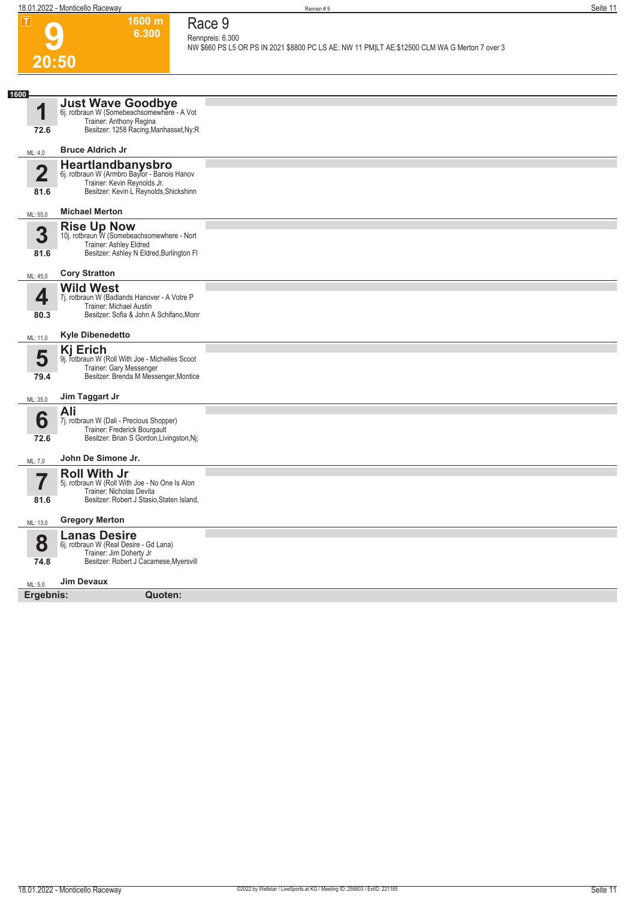T

# 9

1600 m
6.300

20:50

## Race 9

Rennpreis: 6.300
NW $660 PS L5 OR PS IN 2021 $8800 PC LS AE: NW 11 PM|LT AE:$12500 CLM WA G Merton 7 over 3

1600

**1** **Just Wave Goodbye**
6j. rotbraun W (Somebeachsomewhere - A Vot
Trainer: Anthony Regina
Besitzer: 1258 Racing,Manhasset,Ny;R
72.6
ML: 4,0 **Bruce Aldrich Jr**

**2** **Heartlandbanysbro**
6j. rotbraun W (Armbro Baylor - Banois Hanov
Trainer: Kevin Reynolds Jr.
Besitzer: Kevin L Reynolds,Shickshinn
81.6
ML: 55,0 **Michael Merton**

**3** **Rise Up Now**
10j. rotbraun W (Somebeachsomewhere - Nort
Trainer: Ashley Eldred
Besitzer: Ashley N Eldred,Burlington Fl
81.6
ML: 45,0 **Cory Stratton**

**4** **Wild West**
7j. rotbraun W (Badlands Hanover - A Votre P
Trainer: Michael Austin
Besitzer: Sofia & John A Schifano,Monr
80.3
ML: 11,0 **Kyle Dibenedetto**

**5** **Kj Erich**
9j. rotbraun W (Roll With Joe - Michelles Scoot
Trainer: Gary Messenger
Besitzer: Brenda M Messenger,Montice
79.4
ML: 35,0 **Jim Taggart Jr**

**6** **Ali**
7j. rotbraun W (Dali - Precious Shopper)
Trainer: Frederick Bourgault
Besitzer: Brian S Gordon,Livingston,Nj;
72.6
ML: 7,0 **John De Simone Jr.**

**7** **Roll With Jr**
5j. rotbraun W (Roll With Joe - No One Is Alon
Trainer: Nicholas Devita
Besitzer: Robert J Stasio,Staten Island,
81.6
ML: 13,0 **Gregory Merton**

**8** **Lanas Desire**
6j. rotbraun W (Real Desire - Gd Lana)
Trainer: Jim Doherty Jr
Besitzer: Robert J Cacamese,Myersvill
74.8
ML: 5,0 **Jim Devaux**

**Ergebnis:** **Quoten:**